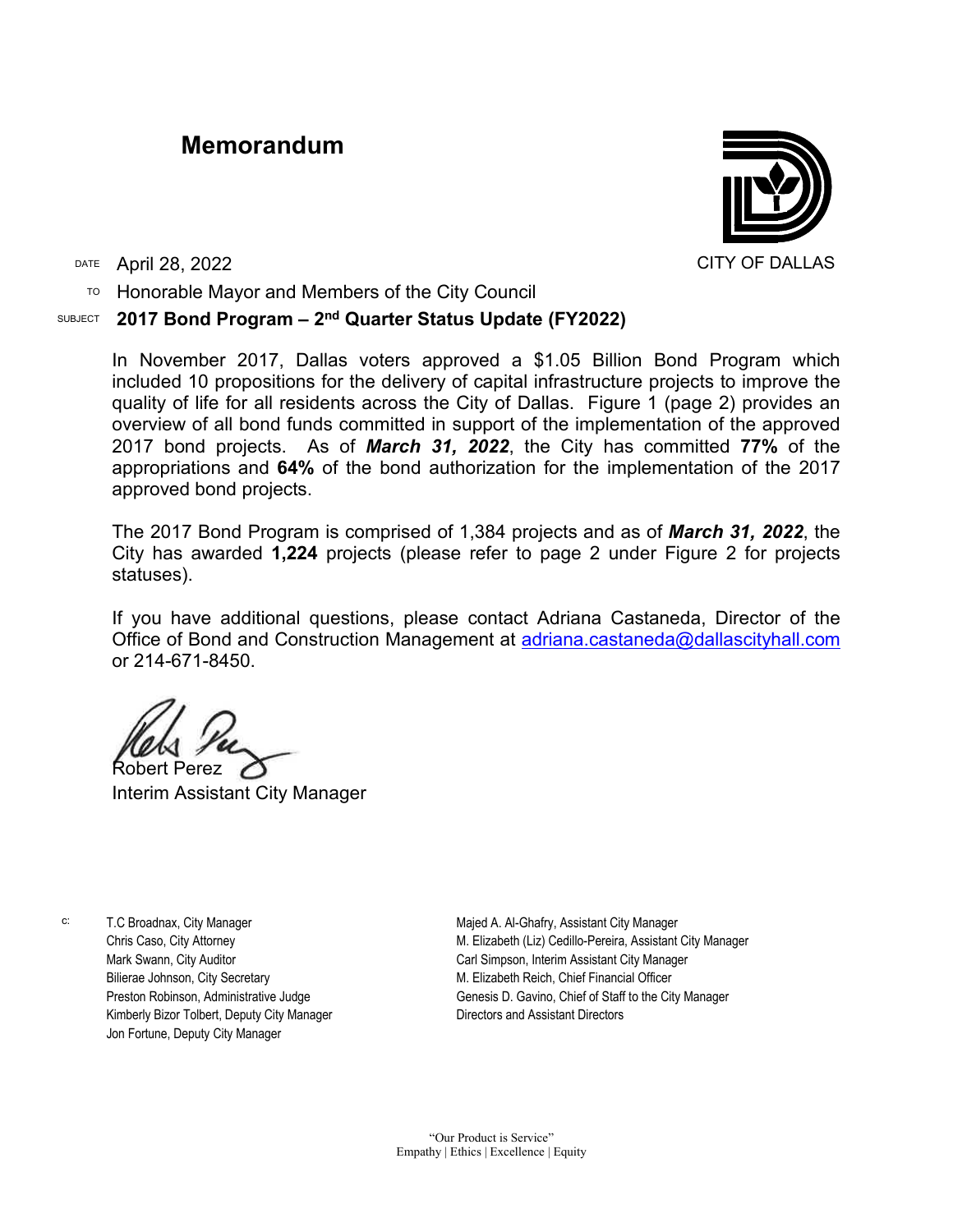# Memorandum

CITY OF DALLAS

DATE April 28, 2022

TO Honorable Mayor and Members of the City Council

SUBJECT **2017 Bond Program – 2nd Quarter Status Update (FY2022)**

In November 2017, Dallas voters approved a $1.05 Billion Bond Program which included 10 propositions for the delivery of capital infrastructure projects to improve the quality of life for all residents across the City of Dallas. Figure 1 (page 2) provides an overview of all bond funds committed in support of the implementation of the approved 2017 bond projects. As of ***March 31, 2022***, the City has committed **77%** of the appropriations and **64%** of the bond authorization for the implementation of the 2017 approved bond projects.

The 2017 Bond Program is comprised of 1,384 projects and as of ***March 31, 2022***, the City has awarded **1,224** projects (please refer to page 2 under Figure 2 for projects statuses).

If you have additional questions, please contact Adriana Castaneda, Director of the Office of Bond and Construction Management at adriana.castaneda@dallascityhall.com or 214-671-8450.

Robert Perez
Interim Assistant City Manager

c:
T.C Broadnax, City Manager
Chris Caso, City Attorney
Mark Swann, City Auditor
Bilierae Johnson, City Secretary
Preston Robinson, Administrative Judge
Kimberly Bizor Tolbert, Deputy City Manager
Jon Fortune, Deputy City Manager
Majed A. Al-Ghafry, Assistant City Manager
M. Elizabeth (Liz) Cedillo-Pereira, Assistant City Manager
Carl Simpson, Interim Assistant City Manager
M. Elizabeth Reich, Chief Financial Officer
Genesis D. Gavino, Chief of Staff to the City Manager
Directors and Assistant Directors

"Our Product is Service"
Empathy | Ethics | Excellence | Equity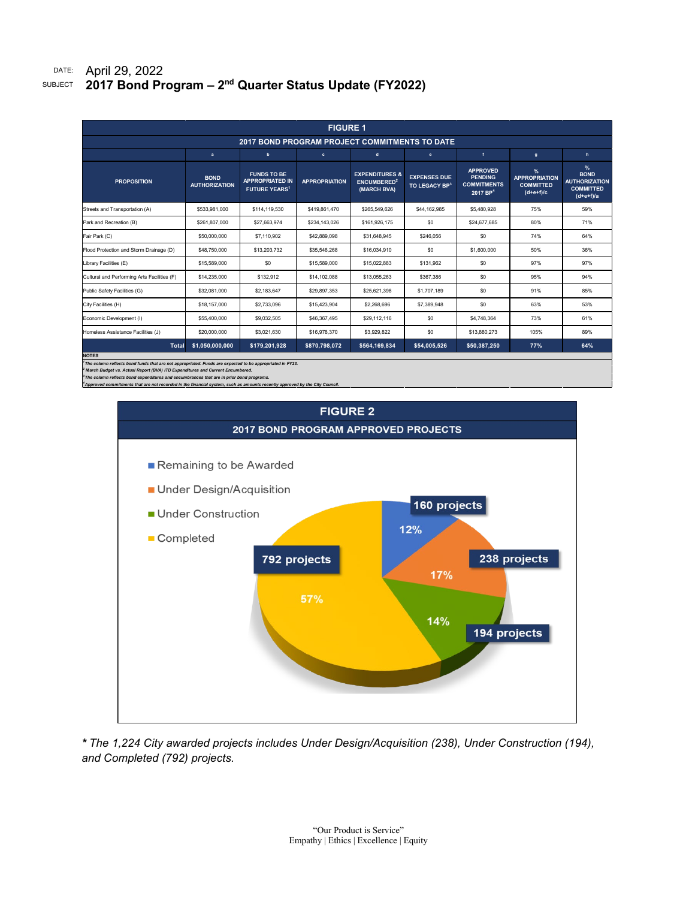DATE: April 29, 2022

SUBJECT **2017 Bond Program – 2nd Quarter Status Update (FY2022)**

**FIGURE 1**

**2017 BOND PROGRAM PROJECT COMMITMENTS TO DATE**

| PROPOSITION | a<br>BOND AUTHORIZATION | b<br>FUNDS TO BE APPROPRIATED IN FUTURE YEARS[1] | c<br>APPROPRIATION | d<br>EXPENDITURES & ENCUMBERED[2] (MARCH BVA) | e<br>EXPENSES DUE TO LEGACY BP[3] | f<br>APPROVED PENDING COMMITMENTS 2017 BP[4] | g<br>% APPROPRIATION COMMITTED (d+e+f)/c | h<br>% BOND AUTHORIZATION COMMITTED (d+e+f)/a |
|---|---|---|---|---|---|---|---|---|
| Streets and Transportation (A) | $533,981,000 | $114,119,530 | $419,861,470 | $265,549,626 | $44,162,985 | $5,480,928 | 75% | 59% |
| Park and Recreation (B) | $261,807,000 | $27,663,974 | $234,143,026 | $161,926,175 | $0 | $24,677,685 | 80% | 71% |
| Fair Park (C) | $50,000,000 | $7,110,902 | $42,889,098 | $31,648,945 | $246,056 | $0 | 74% | 64% |
| Flood Protection and Storm Drainage (D) | $48,750,000 | $13,203,732 | $35,546,268 | $16,034,910 | $0 | $1,600,000 | 50% | 36% |
| Library Facilities (E) | $15,589,000 | $0 | $15,589,000 | $15,022,883 | $131,962 | $0 | 97% | 97% |
| Cultural and Performing Arts Facilities (F) | $14,235,000 | $132,912 | $14,102,088 | $13,055,263 | $367,386 | $0 | 95% | 94% |
| Public Safety Facilities (G) | $32,081,000 | $2,183,647 | $29,897,353 | $25,621,398 | $1,707,189 | $0 | 91% | 85% |
| City Facilities (H) | $18,157,000 | $2,733,096 | $15,423,904 | $2,268,696 | $7,389,948 | $0 | 63% | 53% |
| Economic Development (I) | $55,400,000 | $9,032,505 | $46,367,495 | $29,112,116 | $0 | $4,748,364 | 73% | 61% |
| Homeless Assistance Facilities (J) | $20,000,000 | $3,021,630 | $16,978,370 | $3,929,822 | $0 | $13,880,273 | 105% | 89% |
| **Total** | **$1,050,000,000** | **$179,201,928** | **$870,798,072** | **$564,169,834** | **$54,005,526** | **$50,387,250** | **77%** | **64%** |

**NOTES**

*[1] The column reflects bond funds that are not appropriated. Funds are expected to be appropriated in FY23.*
*[2] March Budget vs. Actual Report (BVA) ITD Expenditures and Current Encumbered.*
*[3] The column reflects bond expenditures and encumbrances that are in prior bond programs.*
*[4] Approved commitments that are not recorded in the financial system, such as amounts recently approved by the City Council.*

**FIGURE 2**

**2017 BOND PROGRAM APPROVED PROJECTS**

Remaining to be Awarded
Under Design/Acquisition
Under Construction
Completed

160 projects
12%
238 projects
17%
194 projects
14%
792 projects
57%

*\* The 1,224 City awarded projects includes Under Design/Acquisition (238), Under Construction (194), and Completed (792) projects.*

"Our Product is Service"
Empathy | Ethics | Excellence | Equity